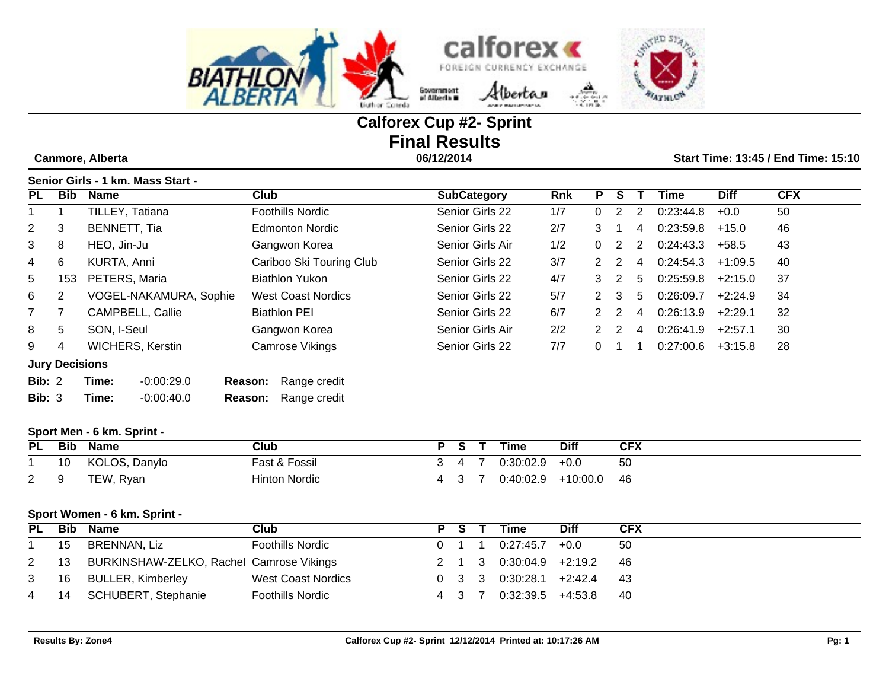# Calforex Cup #2- Sprint

## Final Results

**Canmore, Alberta** | **06/12/2014** | **Start Time: 13:45 / End Time: 15:10**

### Senior Girls - 1 km. Mass Start -

| PL | Bib | Name | Club | SubCategory | Rnk | P | S | T | Time | Diff | CFX |
|---|---|---|---|---|---|---|---|---|---|---|---|
| 1 | 1 | TILLEY, Tatiana | Foothills Nordic | Senior Girls 22 | 1/7 | 0 | 2 | 2 | 0:23:44.8 | +0.0 | 50 |
| 2 | 3 | BENNETT, Tia | Edmonton Nordic | Senior Girls 22 | 2/7 | 3 | 1 | 4 | 0:23:59.8 | +15.0 | 46 |
| 3 | 8 | HEO, Jin-Ju | Gangwon Korea | Senior Girls Air | 1/2 | 0 | 2 | 2 | 0:24:43.3 | +58.5 | 43 |
| 4 | 6 | KURTA, Anni | Cariboo Ski Touring Club | Senior Girls 22 | 3/7 | 2 | 2 | 4 | 0:24:54.3 | +1:09.5 | 40 |
| 5 | 153 | PETERS, Maria | Biathlon Yukon | Senior Girls 22 | 4/7 | 3 | 2 | 5 | 0:25:59.8 | +2:15.0 | 37 |
| 6 | 2 | VOGEL-NAKAMURA, Sophie | West Coast Nordics | Senior Girls 22 | 5/7 | 2 | 3 | 5 | 0:26:09.7 | +2:24.9 | 34 |
| 7 | 7 | CAMPBELL, Callie | Biathlon PEI | Senior Girls 22 | 6/7 | 2 | 2 | 4 | 0:26:13.9 | +2:29.1 | 32 |
| 8 | 5 | SON, I-Seul | Gangwon Korea | Senior Girls Air | 2/2 | 2 | 2 | 4 | 0:26:41.9 | +2:57.1 | 30 |
| 9 | 4 | WICHERS, Kerstin | Camrose Vikings | Senior Girls 22 | 7/7 | 0 | 1 | 1 | 0:27:00.6 | +3:15.8 | 28 |

**Jury Decisions**

**Bib:** 2 **Time:** -0:00:29.0 **Reason:** Range credit

**Bib:** 3 **Time:** -0:00:40.0 **Reason:** Range credit

### Sport Men - 6 km. Sprint -

| PL | Bib | Name | Club | P | S | T | Time | Diff | CFX |
|---|---|---|---|---|---|---|---|---|---|
| 1 | 10 | KOLOS, Danylo | Fast & Fossil | 3 | 4 | 7 | 0:30:02.9 | +0.0 | 50 |
| 2 | 9 | TEW, Ryan | Hinton Nordic | 4 | 3 | 7 | 0:40:02.9 | +10:00.0 | 46 |

### Sport Women - 6 km. Sprint -

| PL | Bib | Name | Club | P | S | T | Time | Diff | CFX |
|---|---|---|---|---|---|---|---|---|---|
| 1 | 15 | BRENNAN, Liz | Foothills Nordic | 0 | 1 | 1 | 0:27:45.7 | +0.0 | 50 |
| 2 | 13 | BURKINSHAW-ZELKO, Rachel | Camrose Vikings | 2 | 1 | 3 | 0:30:04.9 | +2:19.2 | 46 |
| 3 | 16 | BULLER, Kimberley | West Coast Nordics | 0 | 3 | 3 | 0:30:28.1 | +2:42.4 | 43 |
| 4 | 14 | SCHUBERT, Stephanie | Foothills Nordic | 4 | 3 | 7 | 0:32:39.5 | +4:53.8 | 40 |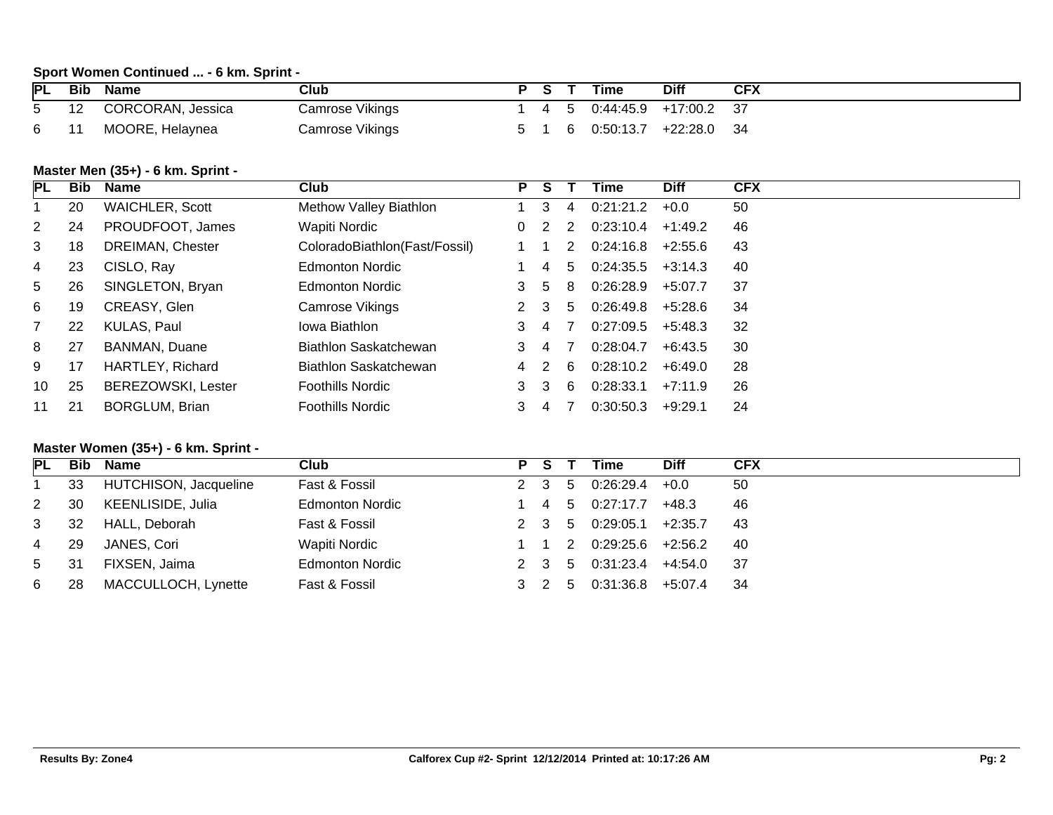### Sport Women Continued ... - 6 km. Sprint -

| PL | Bib | Name | Club | P | S | T | Time | Diff | CFX |
|---|---|---|---|---|---|---|---|---|---|
| 5 | 12 | CORCORAN, Jessica | Camrose Vikings | 1 | 4 | 5 | 0:44:45.9 | +17:00.2 | 37 |
| 6 | 11 | MOORE, Helaynea | Camrose Vikings | 5 | 1 | 6 | 0:50:13.7 | +22:28.0 | 34 |

### Master Men (35+) - 6 km. Sprint -

| PL | Bib | Name | Club | P | S | T | Time | Diff | CFX |
|---|---|---|---|---|---|---|---|---|---|
| 1 | 20 | WAICHLER, Scott | Methow Valley Biathlon | 1 | 3 | 4 | 0:21:21.2 | +0.0 | 50 |
| 2 | 24 | PROUDFOOT, James | Wapiti Nordic | 0 | 2 | 2 | 0:23:10.4 | +1:49.2 | 46 |
| 3 | 18 | DREIMAN, Chester | ColoradoBiathlon(Fast/Fossil) | 1 | 1 | 2 | 0:24:16.8 | +2:55.6 | 43 |
| 4 | 23 | CISLO, Ray | Edmonton Nordic | 1 | 4 | 5 | 0:24:35.5 | +3:14.3 | 40 |
| 5 | 26 | SINGLETON, Bryan | Edmonton Nordic | 3 | 5 | 8 | 0:26:28.9 | +5:07.7 | 37 |
| 6 | 19 | CREASY, Glen | Camrose Vikings | 2 | 3 | 5 | 0:26:49.8 | +5:28.6 | 34 |
| 7 | 22 | KULAS, Paul | Iowa Biathlon | 3 | 4 | 7 | 0:27:09.5 | +5:48.3 | 32 |
| 8 | 27 | BANMAN, Duane | Biathlon Saskatchewan | 3 | 4 | 7 | 0:28:04.7 | +6:43.5 | 30 |
| 9 | 17 | HARTLEY, Richard | Biathlon Saskatchewan | 4 | 2 | 6 | 0:28:10.2 | +6:49.0 | 28 |
| 10 | 25 | BEREZOWSKI, Lester | Foothills Nordic | 3 | 3 | 6 | 0:28:33.1 | +7:11.9 | 26 |
| 11 | 21 | BORGLUM, Brian | Foothills Nordic | 3 | 4 | 7 | 0:30:50.3 | +9:29.1 | 24 |

### Master Women (35+) - 6 km. Sprint -

| PL | Bib | Name | Club | P | S | T | Time | Diff | CFX |
|---|---|---|---|---|---|---|---|---|---|
| 1 | 33 | HUTCHISON, Jacqueline | Fast & Fossil | 2 | 3 | 5 | 0:26:29.4 | +0.0 | 50 |
| 2 | 30 | KEENLISIDE, Julia | Edmonton Nordic | 1 | 4 | 5 | 0:27:17.7 | +48.3 | 46 |
| 3 | 32 | HALL, Deborah | Fast & Fossil | 2 | 3 | 5 | 0:29:05.1 | +2:35.7 | 43 |
| 4 | 29 | JANES, Cori | Wapiti Nordic | 1 | 1 | 2 | 0:29:25.6 | +2:56.2 | 40 |
| 5 | 31 | FIXSEN, Jaima | Edmonton Nordic | 2 | 3 | 5 | 0:31:23.4 | +4:54.0 | 37 |
| 6 | 28 | MACCULLOCH, Lynette | Fast & Fossil | 3 | 2 | 5 | 0:31:36.8 | +5:07.4 | 34 |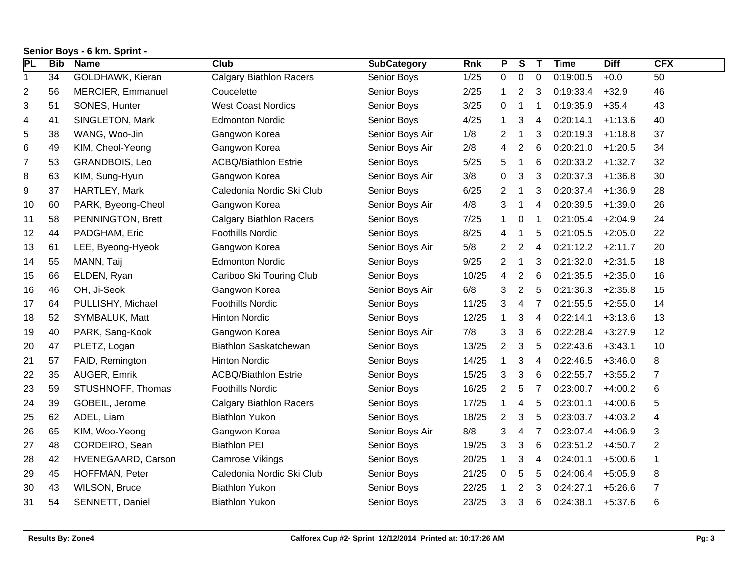**Senior Boys - 6 km. Sprint -**

| PL | Bib | Name | Club | SubCategory | Rnk | P | S | T | Time | Diff | CFX |
|---|---|---|---|---|---|---|---|---|---|---|---|
| 1 | 34 | GOLDHAWK, Kieran | Calgary Biathlon Racers | Senior Boys | 1/25 | 0 | 0 | 0 | 0:19:00.5 | +0.0 | 50 |
| 2 | 56 | MERCIER, Emmanuel | Coucelette | Senior Boys | 2/25 | 1 | 2 | 3 | 0:19:33.4 | +32.9 | 46 |
| 3 | 51 | SONES, Hunter | West Coast Nordics | Senior Boys | 3/25 | 0 | 1 | 1 | 0:19:35.9 | +35.4 | 43 |
| 4 | 41 | SINGLETON, Mark | Edmonton Nordic | Senior Boys | 4/25 | 1 | 3 | 4 | 0:20:14.1 | +1:13.6 | 40 |
| 5 | 38 | WANG, Woo-Jin | Gangwon Korea | Senior Boys Air | 1/8 | 2 | 1 | 3 | 0:20:19.3 | +1:18.8 | 37 |
| 6 | 49 | KIM, Cheol-Yeong | Gangwon Korea | Senior Boys Air | 2/8 | 4 | 2 | 6 | 0:20:21.0 | +1:20.5 | 34 |
| 7 | 53 | GRANDBOIS, Leo | ACBQ/Biathlon Estrie | Senior Boys | 5/25 | 5 | 1 | 6 | 0:20:33.2 | +1:32.7 | 32 |
| 8 | 63 | KIM, Sung-Hyun | Gangwon Korea | Senior Boys Air | 3/8 | 0 | 3 | 3 | 0:20:37.3 | +1:36.8 | 30 |
| 9 | 37 | HARTLEY, Mark | Caledonia Nordic Ski Club | Senior Boys | 6/25 | 2 | 1 | 3 | 0:20:37.4 | +1:36.9 | 28 |
| 10 | 60 | PARK, Byeong-Cheol | Gangwon Korea | Senior Boys Air | 4/8 | 3 | 1 | 4 | 0:20:39.5 | +1:39.0 | 26 |
| 11 | 58 | PENNINGTON, Brett | Calgary Biathlon Racers | Senior Boys | 7/25 | 1 | 0 | 1 | 0:21:05.4 | +2:04.9 | 24 |
| 12 | 44 | PADGHAM, Eric | Foothills Nordic | Senior Boys | 8/25 | 4 | 1 | 5 | 0:21:05.5 | +2:05.0 | 22 |
| 13 | 61 | LEE, Byeong-Hyeok | Gangwon Korea | Senior Boys Air | 5/8 | 2 | 2 | 4 | 0:21:12.2 | +2:11.7 | 20 |
| 14 | 55 | MANN, Taij | Edmonton Nordic | Senior Boys | 9/25 | 2 | 1 | 3 | 0:21:32.0 | +2:31.5 | 18 |
| 15 | 66 | ELDEN, Ryan | Cariboo Ski Touring Club | Senior Boys | 10/25 | 4 | 2 | 6 | 0:21:35.5 | +2:35.0 | 16 |
| 16 | 46 | OH, Ji-Seok | Gangwon Korea | Senior Boys Air | 6/8 | 3 | 2 | 5 | 0:21:36.3 | +2:35.8 | 15 |
| 17 | 64 | PULLISHY, Michael | Foothills Nordic | Senior Boys | 11/25 | 3 | 4 | 7 | 0:21:55.5 | +2:55.0 | 14 |
| 18 | 52 | SYMBALUK, Matt | Hinton Nordic | Senior Boys | 12/25 | 1 | 3 | 4 | 0:22:14.1 | +3:13.6 | 13 |
| 19 | 40 | PARK, Sang-Kook | Gangwon Korea | Senior Boys Air | 7/8 | 3 | 3 | 6 | 0:22:28.4 | +3:27.9 | 12 |
| 20 | 47 | PLETZ, Logan | Biathlon Saskatchewan | Senior Boys | 13/25 | 2 | 3 | 5 | 0:22:43.6 | +3:43.1 | 10 |
| 21 | 57 | FAID, Remington | Hinton Nordic | Senior Boys | 14/25 | 1 | 3 | 4 | 0:22:46.5 | +3:46.0 | 8 |
| 22 | 35 | AUGER, Emrik | ACBQ/Biathlon Estrie | Senior Boys | 15/25 | 3 | 3 | 6 | 0:22:55.7 | +3:55.2 | 7 |
| 23 | 59 | STUSHNOFF, Thomas | Foothills Nordic | Senior Boys | 16/25 | 2 | 5 | 7 | 0:23:00.7 | +4:00.2 | 6 |
| 24 | 39 | GOBEIL, Jerome | Calgary Biathlon Racers | Senior Boys | 17/25 | 1 | 4 | 5 | 0:23:01.1 | +4:00.6 | 5 |
| 25 | 62 | ADEL, Liam | Biathlon Yukon | Senior Boys | 18/25 | 2 | 3 | 5 | 0:23:03.7 | +4:03.2 | 4 |
| 26 | 65 | KIM, Woo-Yeong | Gangwon Korea | Senior Boys Air | 8/8 | 3 | 4 | 7 | 0:23:07.4 | +4:06.9 | 3 |
| 27 | 48 | CORDEIRO, Sean | Biathlon PEI | Senior Boys | 19/25 | 3 | 3 | 6 | 0:23:51.2 | +4:50.7 | 2 |
| 28 | 42 | HVENEGAARD, Carson | Camrose Vikings | Senior Boys | 20/25 | 1 | 3 | 4 | 0:24:01.1 | +5:00.6 | 1 |
| 29 | 45 | HOFFMAN, Peter | Caledonia Nordic Ski Club | Senior Boys | 21/25 | 0 | 5 | 5 | 0:24:06.4 | +5:05.9 | 8 |
| 30 | 43 | WILSON, Bruce | Biathlon Yukon | Senior Boys | 22/25 | 1 | 2 | 3 | 0:24:27.1 | +5:26.6 | 7 |
| 31 | 54 | SENNETT, Daniel | Biathlon Yukon | Senior Boys | 23/25 | 3 | 3 | 6 | 0:24:38.1 | +5:37.6 | 6 |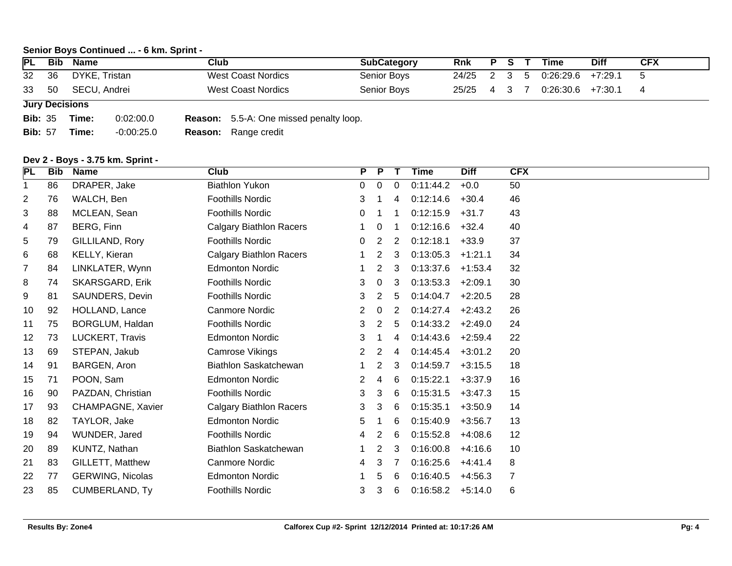**Senior Boys Continued ... - 6 km. Sprint -**

| PL | Bib | Name | Club | SubCategory | Rnk | P | S | T | Time | Diff | CFX |
|---|---|---|---|---|---|---|---|---|---|---|---|
| 32 | 36 | DYKE, Tristan | West Coast Nordics | Senior Boys | 24/25 | 2 | 3 | 5 | 0:26:29.6 | +7:29.1 | 5 |
| 33 | 50 | SECU, Andrei | West Coast Nordics | Senior Boys | 25/25 | 4 | 3 | 7 | 0:26:30.6 | +7:30.1 | 4 |

**Jury Decisions**

**Bib:** 35 **Time:** 0:02:00.0 **Reason:** 5.5-A: One missed penalty loop.

**Bib:** 57 **Time:** -0:00:25.0 **Reason:** Range credit

**Dev 2 - Boys - 3.75 km. Sprint -**

| PL | Bib | Name | Club | P | P | T | Time | Diff | CFX |
|---|---|---|---|---|---|---|---|---|---|
| 1 | 86 | DRAPER, Jake | Biathlon Yukon | 0 | 0 | 0 | 0:11:44.2 | +0.0 | 50 |
| 2 | 76 | WALCH, Ben | Foothills Nordic | 3 | 1 | 4 | 0:12:14.6 | +30.4 | 46 |
| 3 | 88 | MCLEAN, Sean | Foothills Nordic | 0 | 1 | 1 | 0:12:15.9 | +31.7 | 43 |
| 4 | 87 | BERG, Finn | Calgary Biathlon Racers | 1 | 0 | 1 | 0:12:16.6 | +32.4 | 40 |
| 5 | 79 | GILLILAND, Rory | Foothills Nordic | 0 | 2 | 2 | 0:12:18.1 | +33.9 | 37 |
| 6 | 68 | KELLY, Kieran | Calgary Biathlon Racers | 1 | 2 | 3 | 0:13:05.3 | +1:21.1 | 34 |
| 7 | 84 | LINKLATER, Wynn | Edmonton Nordic | 1 | 2 | 3 | 0:13:37.6 | +1:53.4 | 32 |
| 8 | 74 | SKARSGARD, Erik | Foothills Nordic | 3 | 0 | 3 | 0:13:53.3 | +2:09.1 | 30 |
| 9 | 81 | SAUNDERS, Devin | Foothills Nordic | 3 | 2 | 5 | 0:14:04.7 | +2:20.5 | 28 |
| 10 | 92 | HOLLAND, Lance | Canmore Nordic | 2 | 0 | 2 | 0:14:27.4 | +2:43.2 | 26 |
| 11 | 75 | BORGLUM, Haldan | Foothills Nordic | 3 | 2 | 5 | 0:14:33.2 | +2:49.0 | 24 |
| 12 | 73 | LUCKERT, Travis | Edmonton Nordic | 3 | 1 | 4 | 0:14:43.6 | +2:59.4 | 22 |
| 13 | 69 | STEPAN, Jakub | Camrose Vikings | 2 | 2 | 4 | 0:14:45.4 | +3:01.2 | 20 |
| 14 | 91 | BARGEN, Aron | Biathlon Saskatchewan | 1 | 2 | 3 | 0:14:59.7 | +3:15.5 | 18 |
| 15 | 71 | POON, Sam | Edmonton Nordic | 2 | 4 | 6 | 0:15:22.1 | +3:37.9 | 16 |
| 16 | 90 | PAZDAN, Christian | Foothills Nordic | 3 | 3 | 6 | 0:15:31.5 | +3:47.3 | 15 |
| 17 | 93 | CHAMPAGNE, Xavier | Calgary Biathlon Racers | 3 | 3 | 6 | 0:15:35.1 | +3:50.9 | 14 |
| 18 | 82 | TAYLOR, Jake | Edmonton Nordic | 5 | 1 | 6 | 0:15:40.9 | +3:56.7 | 13 |
| 19 | 94 | WUNDER, Jared | Foothills Nordic | 4 | 2 | 6 | 0:15:52.8 | +4:08.6 | 12 |
| 20 | 89 | KUNTZ, Nathan | Biathlon Saskatchewan | 1 | 2 | 3 | 0:16:00.8 | +4:16.6 | 10 |
| 21 | 83 | GILLETT, Matthew | Canmore Nordic | 4 | 3 | 7 | 0:16:25.6 | +4:41.4 | 8 |
| 22 | 77 | GERWING, Nicolas | Edmonton Nordic | 1 | 5 | 6 | 0:16:40.5 | +4:56.3 | 7 |
| 23 | 85 | CUMBERLAND, Ty | Foothills Nordic | 3 | 3 | 6 | 0:16:58.2 | +5:14.0 | 6 |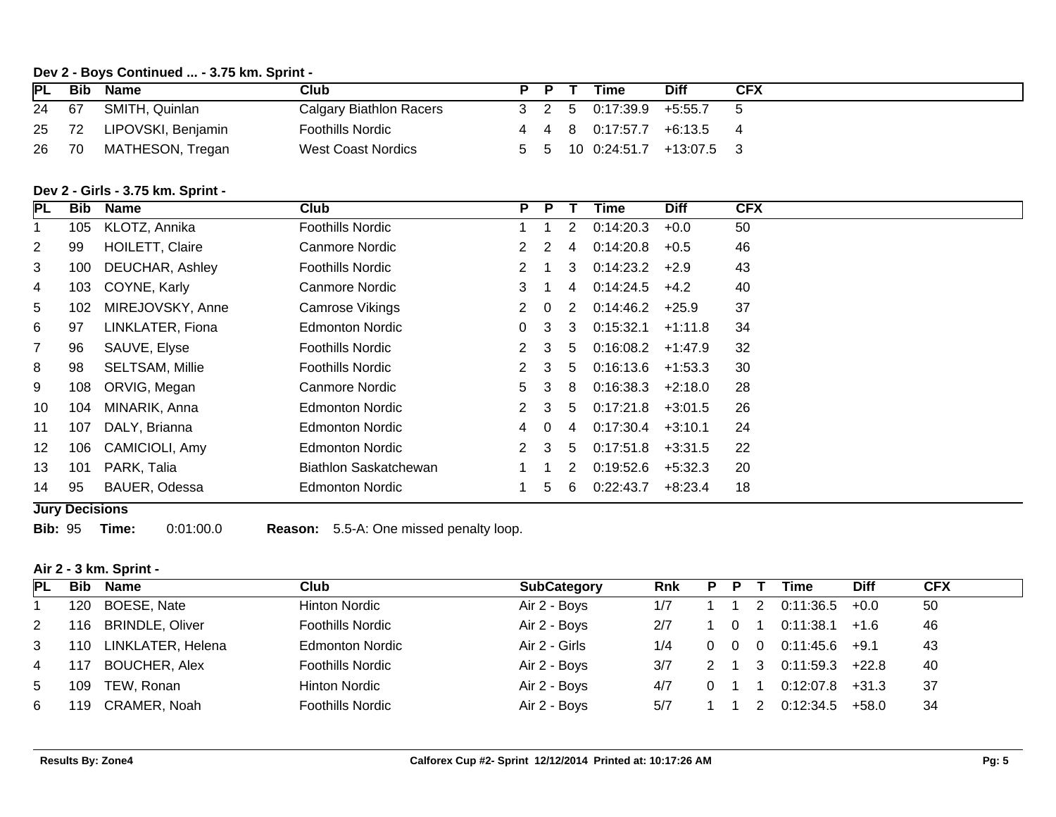### Dev 2 - Boys Continued ... - 3.75 km. Sprint -

| PL | Bib | Name | Club | P | P | T | Time | Diff | CFX |
|---|---|---|---|---|---|---|---|---|---|
| 24 | 67 | SMITH, Quinlan | Calgary Biathlon Racers | 3 | 2 | 5 | 0:17:39.9 | +5:55.7 | 5 |
| 25 | 72 | LIPOVSKI, Benjamin | Foothills Nordic | 4 | 4 | 8 | 0:17:57.7 | +6:13.5 | 4 |
| 26 | 70 | MATHESON, Tregan | West Coast Nordics | 5 | 5 | 10 | 0:24:51.7 | +13:07.5 | 3 |

### Dev 2 - Girls - 3.75 km. Sprint -

| PL | Bib | Name | Club | P | P | T | Time | Diff | CFX |
|---|---|---|---|---|---|---|---|---|---|
| 1 | 105 | KLOTZ, Annika | Foothills Nordic | 1 | 1 | 2 | 0:14:20.3 | +0.0 | 50 |
| 2 | 99 | HOILETT, Claire | Canmore Nordic | 2 | 2 | 4 | 0:14:20.8 | +0.5 | 46 |
| 3 | 100 | DEUCHAR, Ashley | Foothills Nordic | 2 | 1 | 3 | 0:14:23.2 | +2.9 | 43 |
| 4 | 103 | COYNE, Karly | Canmore Nordic | 3 | 1 | 4 | 0:14:24.5 | +4.2 | 40 |
| 5 | 102 | MIREJOVSKY, Anne | Camrose Vikings | 2 | 0 | 2 | 0:14:46.2 | +25.9 | 37 |
| 6 | 97 | LINKLATER, Fiona | Edmonton Nordic | 0 | 3 | 3 | 0:15:32.1 | +1:11.8 | 34 |
| 7 | 96 | SAUVE, Elyse | Foothills Nordic | 2 | 3 | 5 | 0:16:08.2 | +1:47.9 | 32 |
| 8 | 98 | SELTSAM, Millie | Foothills Nordic | 2 | 3 | 5 | 0:16:13.6 | +1:53.3 | 30 |
| 9 | 108 | ORVIG, Megan | Canmore Nordic | 5 | 3 | 8 | 0:16:38.3 | +2:18.0 | 28 |
| 10 | 104 | MINARIK, Anna | Edmonton Nordic | 2 | 3 | 5 | 0:17:21.8 | +3:01.5 | 26 |
| 11 | 107 | DALY, Brianna | Edmonton Nordic | 4 | 0 | 4 | 0:17:30.4 | +3:10.1 | 24 |
| 12 | 106 | CAMICIOLI, Amy | Edmonton Nordic | 2 | 3 | 5 | 0:17:51.8 | +3:31.5 | 22 |
| 13 | 101 | PARK, Talia | Biathlon Saskatchewan | 1 | 1 | 2 | 0:19:52.6 | +5:32.3 | 20 |
| 14 | 95 | BAUER, Odessa | Edmonton Nordic | 1 | 5 | 6 | 0:22:43.7 | +8:23.4 | 18 |

**Jury Decisions**

**Bib:** 95 **Time:** 0:01:00.0 **Reason:** 5.5-A: One missed penalty loop.

### Air 2 - 3 km. Sprint -

| PL | Bib | Name | Club | SubCategory | Rnk | P | P | T | Time | Diff | CFX |
|---|---|---|---|---|---|---|---|---|---|---|---|
| 1 | 120 | BOESE, Nate | Hinton Nordic | Air 2 - Boys | 1/7 | 1 | 1 | 2 | 0:11:36.5 | +0.0 | 50 |
| 2 | 116 | BRINDLE, Oliver | Foothills Nordic | Air 2 - Boys | 2/7 | 1 | 0 | 1 | 0:11:38.1 | +1.6 | 46 |
| 3 | 110 | LINKLATER, Helena | Edmonton Nordic | Air 2 - Girls | 1/4 | 0 | 0 | 0 | 0:11:45.6 | +9.1 | 43 |
| 4 | 117 | BOUCHER, Alex | Foothills Nordic | Air 2 - Boys | 3/7 | 2 | 1 | 3 | 0:11:59.3 | +22.8 | 40 |
| 5 | 109 | TEW, Ronan | Hinton Nordic | Air 2 - Boys | 4/7 | 0 | 1 | 1 | 0:12:07.8 | +31.3 | 37 |
| 6 | 119 | CRAMER, Noah | Foothills Nordic | Air 2 - Boys | 5/7 | 1 | 1 | 2 | 0:12:34.5 | +58.0 | 34 |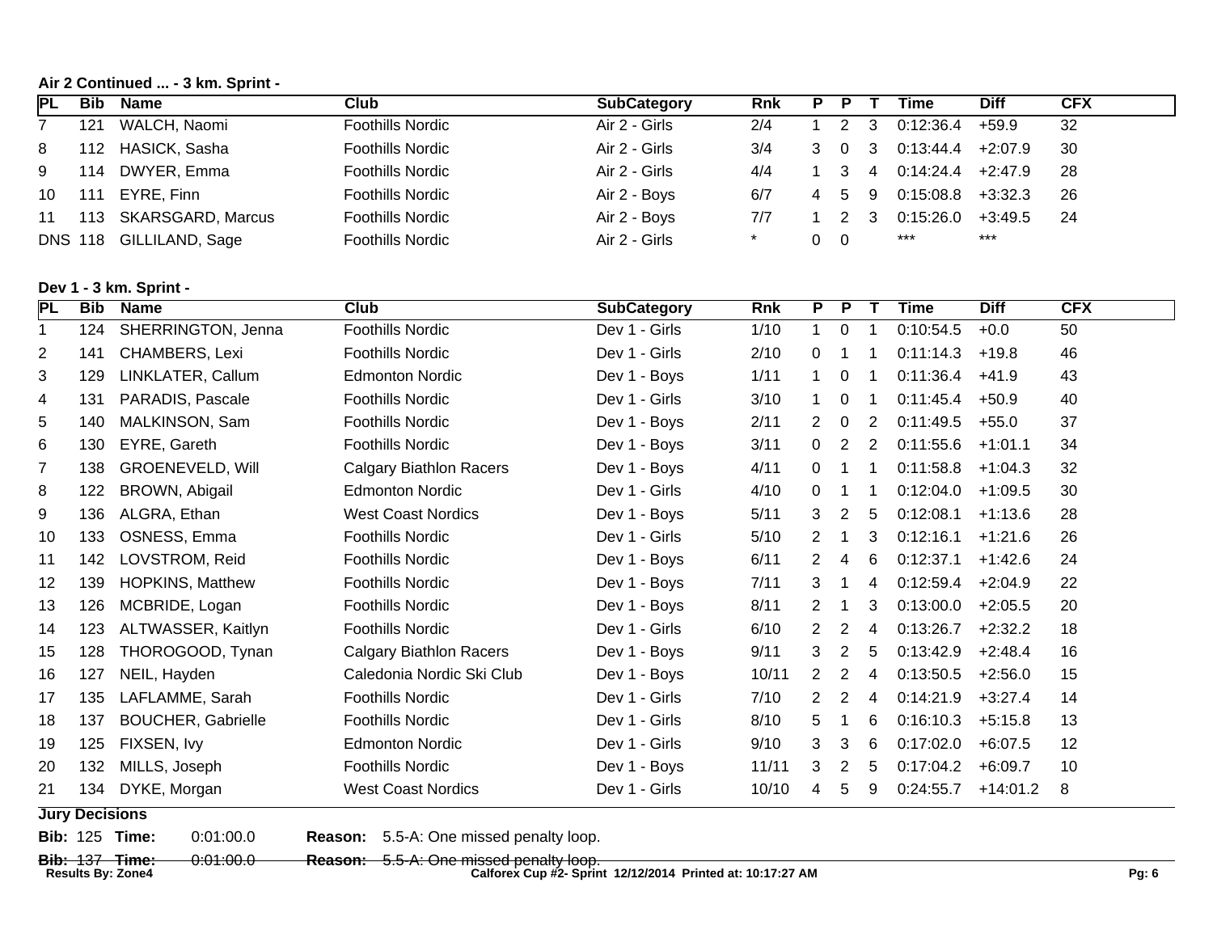**Air 2 Continued ... - 3 km. Sprint -**

| PL | Bib | Name | Club | SubCategory | Rnk | P | P | T | Time | Diff | CFX |
|---|---|---|---|---|---|---|---|---|---|---|---|
| 7 | 121 | WALCH, Naomi | Foothills Nordic | Air 2 - Girls | 2/4 | 1 | 2 | 3 | 0:12:36.4 | +59.9 | 32 |
| 8 | 112 | HASICK, Sasha | Foothills Nordic | Air 2 - Girls | 3/4 | 3 | 0 | 3 | 0:13:44.4 | +2:07.9 | 30 |
| 9 | 114 | DWYER, Emma | Foothills Nordic | Air 2 - Girls | 4/4 | 1 | 3 | 4 | 0:14:24.4 | +2:47.9 | 28 |
| 10 | 111 | EYRE, Finn | Foothills Nordic | Air 2 - Boys | 6/7 | 4 | 5 | 9 | 0:15:08.8 | +3:32.3 | 26 |
| 11 | 113 | SKARSGARD, Marcus | Foothills Nordic | Air 2 - Boys | 7/7 | 1 | 2 | 3 | 0:15:26.0 | +3:49.5 | 24 |
| DNS | 118 | GILLILAND, Sage | Foothills Nordic | Air 2 - Girls | * | 0 | 0 | | *** | *** | |

**Dev 1 - 3 km. Sprint -**

| PL | Bib | Name | Club | SubCategory | Rnk | P | P | T | Time | Diff | CFX |
|---|---|---|---|---|---|---|---|---|---|---|---|
| 1 | 124 | SHERRINGTON, Jenna | Foothills Nordic | Dev 1 - Girls | 1/10 | 1 | 0 | 1 | 0:10:54.5 | +0.0 | 50 |
| 2 | 141 | CHAMBERS, Lexi | Foothills Nordic | Dev 1 - Girls | 2/10 | 0 | 1 | 1 | 0:11:14.3 | +19.8 | 46 |
| 3 | 129 | LINKLATER, Callum | Edmonton Nordic | Dev 1 - Boys | 1/11 | 1 | 0 | 1 | 0:11:36.4 | +41.9 | 43 |
| 4 | 131 | PARADIS, Pascale | Foothills Nordic | Dev 1 - Girls | 3/10 | 1 | 0 | 1 | 0:11:45.4 | +50.9 | 40 |
| 5 | 140 | MALKINSON, Sam | Foothills Nordic | Dev 1 - Boys | 2/11 | 2 | 0 | 2 | 0:11:49.5 | +55.0 | 37 |
| 6 | 130 | EYRE, Gareth | Foothills Nordic | Dev 1 - Boys | 3/11 | 0 | 2 | 2 | 0:11:55.6 | +1:01.1 | 34 |
| 7 | 138 | GROENEVELD, Will | Calgary Biathlon Racers | Dev 1 - Boys | 4/11 | 0 | 1 | 1 | 0:11:58.8 | +1:04.3 | 32 |
| 8 | 122 | BROWN, Abigail | Edmonton Nordic | Dev 1 - Girls | 4/10 | 0 | 1 | 1 | 0:12:04.0 | +1:09.5 | 30 |
| 9 | 136 | ALGRA, Ethan | West Coast Nordics | Dev 1 - Boys | 5/11 | 3 | 2 | 5 | 0:12:08.1 | +1:13.6 | 28 |
| 10 | 133 | OSNESS, Emma | Foothills Nordic | Dev 1 - Girls | 5/10 | 2 | 1 | 3 | 0:12:16.1 | +1:21.6 | 26 |
| 11 | 142 | LOVSTROM, Reid | Foothills Nordic | Dev 1 - Boys | 6/11 | 2 | 4 | 6 | 0:12:37.1 | +1:42.6 | 24 |
| 12 | 139 | HOPKINS, Matthew | Foothills Nordic | Dev 1 - Boys | 7/11 | 3 | 1 | 4 | 0:12:59.4 | +2:04.9 | 22 |
| 13 | 126 | MCBRIDE, Logan | Foothills Nordic | Dev 1 - Boys | 8/11 | 2 | 1 | 3 | 0:13:00.0 | +2:05.5 | 20 |
| 14 | 123 | ALTWASSER, Kaitlyn | Foothills Nordic | Dev 1 - Girls | 6/10 | 2 | 2 | 4 | 0:13:26.7 | +2:32.2 | 18 |
| 15 | 128 | THOROGOOD, Tynan | Calgary Biathlon Racers | Dev 1 - Boys | 9/11 | 3 | 2 | 5 | 0:13:42.9 | +2:48.4 | 16 |
| 16 | 127 | NEIL, Hayden | Caledonia Nordic Ski Club | Dev 1 - Boys | 10/11 | 2 | 2 | 4 | 0:13:50.5 | +2:56.0 | 15 |
| 17 | 135 | LAFLAMME, Sarah | Foothills Nordic | Dev 1 - Girls | 7/10 | 2 | 2 | 4 | 0:14:21.9 | +3:27.4 | 14 |
| 18 | 137 | BOUCHER, Gabrielle | Foothills Nordic | Dev 1 - Girls | 8/10 | 5 | 1 | 6 | 0:16:10.3 | +5:15.8 | 13 |
| 19 | 125 | FIXSEN, Ivy | Edmonton Nordic | Dev 1 - Girls | 9/10 | 3 | 3 | 6 | 0:17:02.0 | +6:07.5 | 12 |
| 20 | 132 | MILLS, Joseph | Foothills Nordic | Dev 1 - Boys | 11/11 | 3 | 2 | 5 | 0:17:04.2 | +6:09.7 | 10 |
| 21 | 134 | DYKE, Morgan | West Coast Nordics | Dev 1 - Girls | 10/10 | 4 | 5 | 9 | 0:24:55.7 | +14:01.2 | 8 |

**Jury Decisions**

**Bib:** 125 **Time:** 0:01:00.0 **Reason:** 5.5-A: One missed penalty loop.

**Bib:** 137 **Time:** 0:01:00.0 **Reason:** 5.5-A: One missed penalty loop.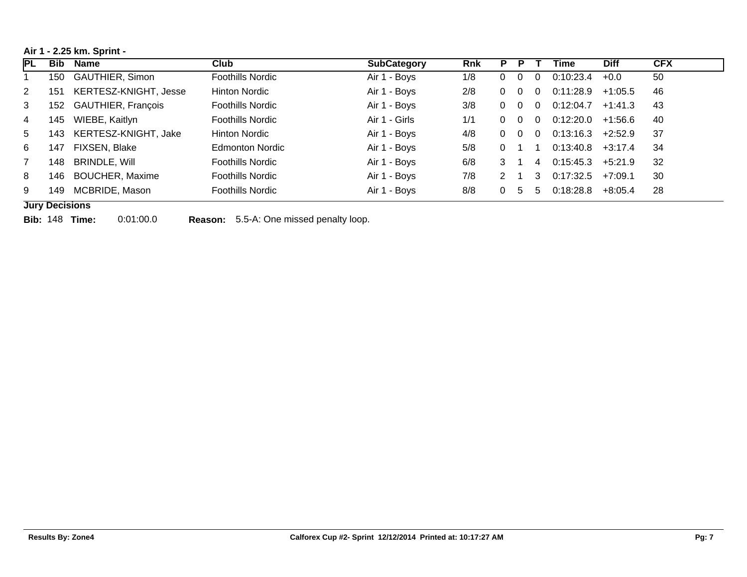**Air 1 - 2.25 km. Sprint -**

| PL | Bib | Name | Club | SubCategory | Rnk | P | P | T | Time | Diff | CFX |
|---|---|---|---|---|---|---|---|---|---|---|---|
| 1 | 150 | GAUTHIER, Simon | Foothills Nordic | Air 1 - Boys | 1/8 | 0 | 0 | 0 | 0:10:23.4 | +0.0 | 50 |
| 2 | 151 | KERTESZ-KNIGHT, Jesse | Hinton Nordic | Air 1 - Boys | 2/8 | 0 | 0 | 0 | 0:11:28.9 | +1:05.5 | 46 |
| 3 | 152 | GAUTHIER, François | Foothills Nordic | Air 1 - Boys | 3/8 | 0 | 0 | 0 | 0:12:04.7 | +1:41.3 | 43 |
| 4 | 145 | WIEBE, Kaitlyn | Foothills Nordic | Air 1 - Girls | 1/1 | 0 | 0 | 0 | 0:12:20.0 | +1:56.6 | 40 |
| 5 | 143 | KERTESZ-KNIGHT, Jake | Hinton Nordic | Air 1 - Boys | 4/8 | 0 | 0 | 0 | 0:13:16.3 | +2:52.9 | 37 |
| 6 | 147 | FIXSEN, Blake | Edmonton Nordic | Air 1 - Boys | 5/8 | 0 | 1 | 1 | 0:13:40.8 | +3:17.4 | 34 |
| 7 | 148 | BRINDLE, Will | Foothills Nordic | Air 1 - Boys | 6/8 | 3 | 1 | 4 | 0:15:45.3 | +5:21.9 | 32 |
| 8 | 146 | BOUCHER, Maxime | Foothills Nordic | Air 1 - Boys | 7/8 | 2 | 1 | 3 | 0:17:32.5 | +7:09.1 | 30 |
| 9 | 149 | MCBRIDE, Mason | Foothills Nordic | Air 1 - Boys | 8/8 | 0 | 5 | 5 | 0:18:28.8 | +8:05.4 | 28 |

**Jury Decisions**

**Bib:** 148 **Time:** 0:01:00.0 **Reason:** 5.5-A: One missed penalty loop.